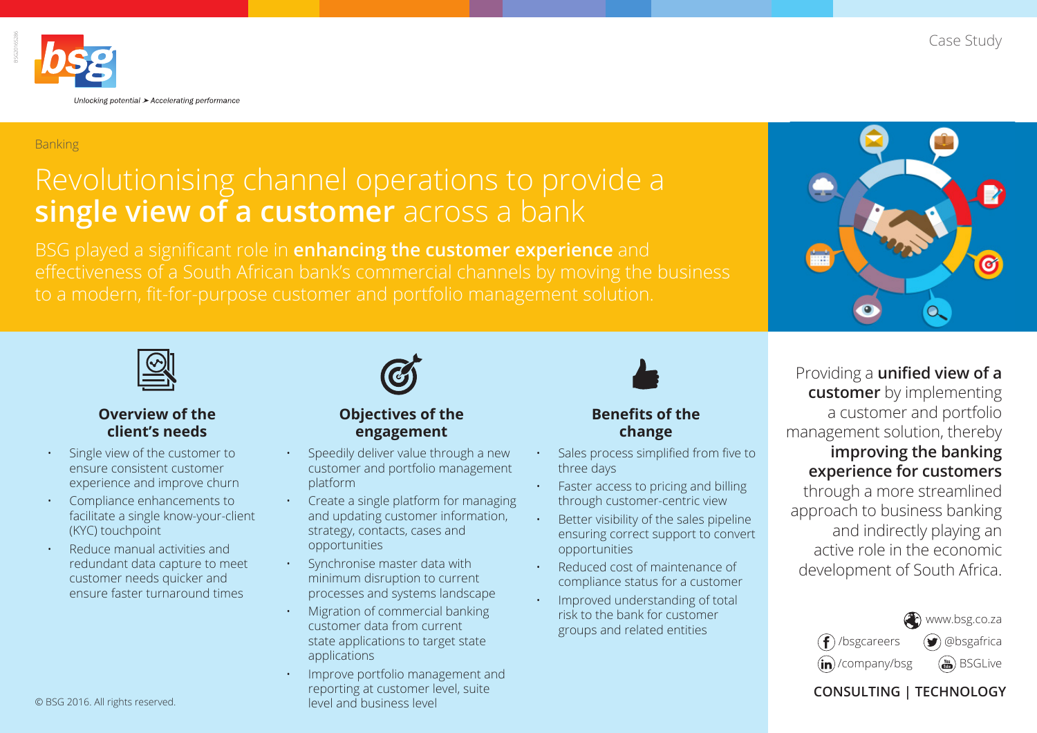bsg

*Unlocking potential ➤ Accelerating performance*

Case Study

Banking

# Revolutionising channel operations to provide a **single view of a customer** across a bank

BSG played a significant role in **enhancing the customer experience** and effectiveness of a South African bank's commercial channels by moving the business to a modern, fit-for-purpose customer and portfolio management solution.

### Overview of the client's needs

- Single view of the customer to ensure consistent customer experience and improve churn
- Compliance enhancements to facilitate a single know-your-client (KYC) touchpoint
- Reduce manual activities and redundant data capture to meet customer needs quicker and ensure faster turnaround times

### Objectives of the engagement

- Speedily deliver value through a new customer and portfolio management platform
- Create a single platform for managing and updating customer information, strategy, contacts, cases and opportunities
- Synchronise master data with minimum disruption to current processes and systems landscape
- Migration of commercial banking customer data from current state applications to target state applications
- Improve portfolio management and reporting at customer level, suite level and business level

### Benefits of the change

- Sales process simplified from five to three days
- Faster access to pricing and billing through customer-centric view
- Better visibility of the sales pipeline ensuring correct support to convert opportunities
- Reduced cost of maintenance of compliance status for a customer
- Improved understanding of total risk to the bank for customer groups and related entities

Providing a **unified view of a customer** by implementing a customer and portfolio management solution, thereby **improving the banking experience for customers** through a more streamlined approach to business banking and indirectly playing an active role in the economic development of South Africa.

www.bsg.co.za
/bsgcareers @bsgafrica
/company/bsg BSGLive

**CONSULTING | TECHNOLOGY**

© BSG 2016. All rights reserved.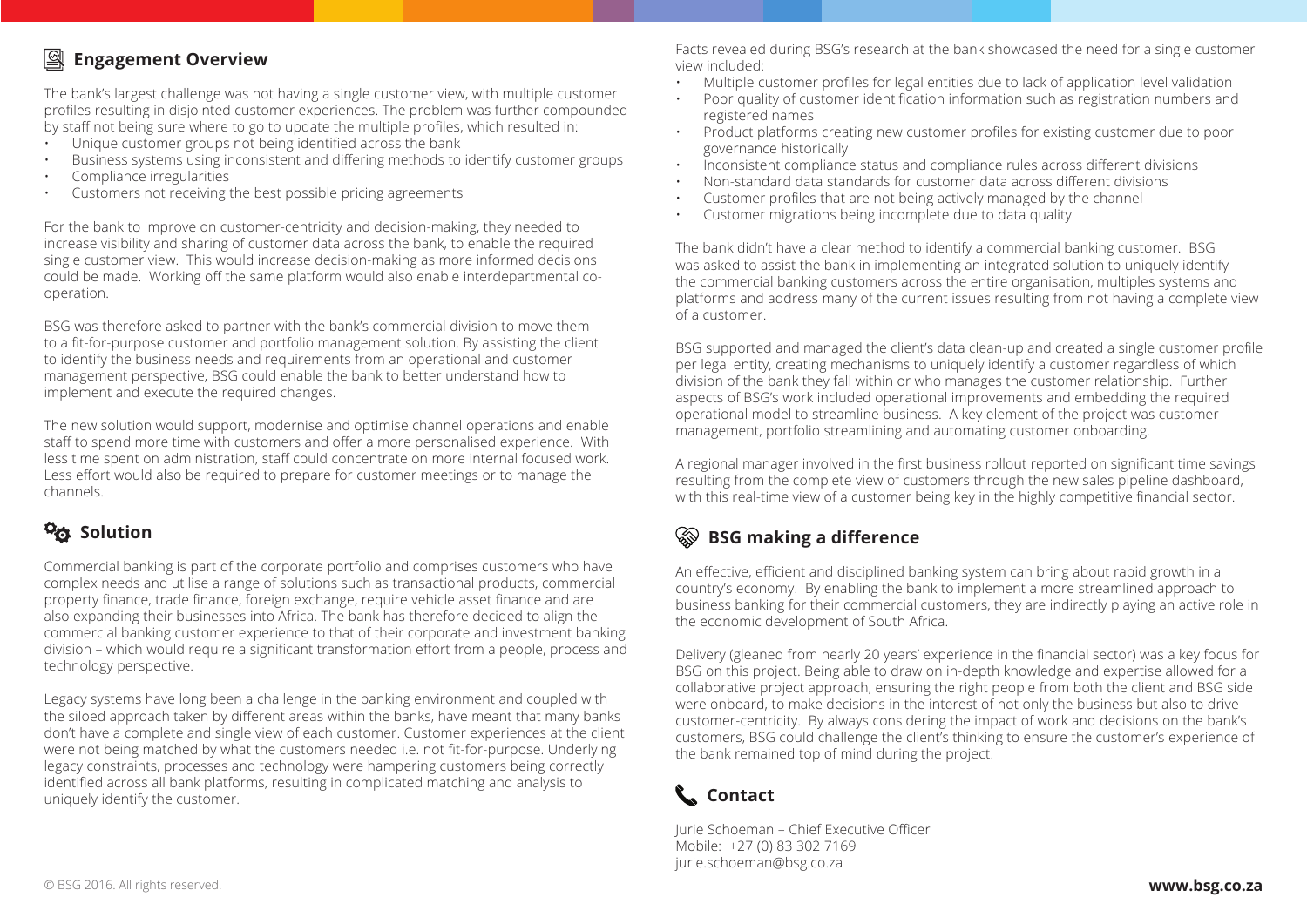## Engagement Overview

The bank's largest challenge was not having a single customer view, with multiple customer profiles resulting in disjointed customer experiences. The problem was further compounded by staff not being sure where to go to update the multiple profiles, which resulted in:

- Unique customer groups not being identified across the bank
- Business systems using inconsistent and differing methods to identify customer groups
- Compliance irregularities
- Customers not receiving the best possible pricing agreements

For the bank to improve on customer-centricity and decision-making, they needed to increase visibility and sharing of customer data across the bank, to enable the required single customer view. This would increase decision-making as more informed decisions could be made. Working off the same platform would also enable interdepartmental co-operation.

BSG was therefore asked to partner with the bank's commercial division to move them to a fit-for-purpose customer and portfolio management solution. By assisting the client to identify the business needs and requirements from an operational and customer management perspective, BSG could enable the bank to better understand how to implement and execute the required changes.

The new solution would support, modernise and optimise channel operations and enable staff to spend more time with customers and offer a more personalised experience. With less time spent on administration, staff could concentrate on more internal focused work. Less effort would also be required to prepare for customer meetings or to manage the channels.

## Solution

Commercial banking is part of the corporate portfolio and comprises customers who have complex needs and utilise a range of solutions such as transactional products, commercial property finance, trade finance, foreign exchange, require vehicle asset finance and are also expanding their businesses into Africa. The bank has therefore decided to align the commercial banking customer experience to that of their corporate and investment banking division – which would require a significant transformation effort from a people, process and technology perspective.

Legacy systems have long been a challenge in the banking environment and coupled with the siloed approach taken by different areas within the banks, have meant that many banks don't have a complete and single view of each customer. Customer experiences at the client were not being matched by what the customers needed i.e. not fit-for-purpose. Underlying legacy constraints, processes and technology were hampering customers being correctly identified across all bank platforms, resulting in complicated matching and analysis to uniquely identify the customer.

Facts revealed during BSG's research at the bank showcased the need for a single customer view included:

- Multiple customer profiles for legal entities due to lack of application level validation
- Poor quality of customer identification information such as registration numbers and registered names
- Product platforms creating new customer profiles for existing customer due to poor governance historically
- Inconsistent compliance status and compliance rules across different divisions
- Non-standard data standards for customer data across different divisions
- Customer profiles that are not being actively managed by the channel
- Customer migrations being incomplete due to data quality

The bank didn't have a clear method to identify a commercial banking customer. BSG was asked to assist the bank in implementing an integrated solution to uniquely identify the commercial banking customers across the entire organisation, multiples systems and platforms and address many of the current issues resulting from not having a complete view of a customer.

BSG supported and managed the client's data clean-up and created a single customer profile per legal entity, creating mechanisms to uniquely identify a customer regardless of which division of the bank they fall within or who manages the customer relationship. Further aspects of BSG's work included operational improvements and embedding the required operational model to streamline business. A key element of the project was customer management, portfolio streamlining and automating customer onboarding.

A regional manager involved in the first business rollout reported on significant time savings resulting from the complete view of customers through the new sales pipeline dashboard, with this real-time view of a customer being key in the highly competitive financial sector.

## BSG making a difference

An effective, efficient and disciplined banking system can bring about rapid growth in a country's economy. By enabling the bank to implement a more streamlined approach to business banking for their commercial customers, they are indirectly playing an active role in the economic development of South Africa.

Delivery (gleaned from nearly 20 years' experience in the financial sector) was a key focus for BSG on this project. Being able to draw on in-depth knowledge and expertise allowed for a collaborative project approach, ensuring the right people from both the client and BSG side were onboard, to make decisions in the interest of not only the business but also to drive customer-centricity. By always considering the impact of work and decisions on the bank's customers, BSG could challenge the client's thinking to ensure the customer's experience of the bank remained top of mind during the project.

## Contact

Jurie Schoeman – Chief Executive Officer
Mobile: +27 (0) 83 302 7169
jurie.schoeman@bsg.co.za

© BSG 2016. All rights reserved.

**www.bsg.co.za**